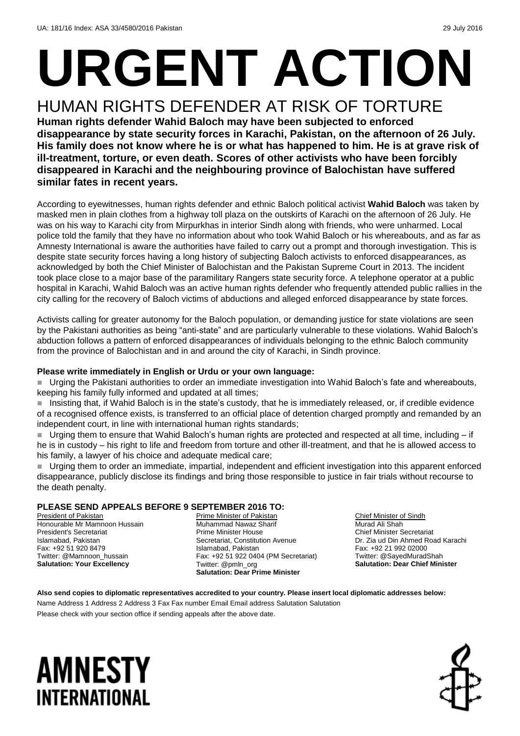UA: 181/16 Index: ASA 33/4580/2016 Pakistan 29 July 2016

# URGENT ACTION

## HUMAN RIGHTS DEFENDER AT RISK OF TORTURE

**Human rights defender Wahid Baloch may have been subjected to enforced disappearance by state security forces in Karachi, Pakistan, on the afternoon of 26 July. His family does not know where he is or what has happened to him. He is at grave risk of ill-treatment, torture, or even death. Scores of other activists who have been forcibly disappeared in Karachi and the neighbouring province of Balochistan have suffered similar fates in recent years.**

According to eyewitnesses, human rights defender and ethnic Baloch political activist **Wahid Baloch** was taken by masked men in plain clothes from a highway toll plaza on the outskirts of Karachi on the afternoon of 26 July. He was on his way to Karachi city from Mirpurkhas in interior Sindh along with friends, who were unharmed. Local police told the family that they have no information about who took Wahid Baloch or his whereabouts, and as far as Amnesty International is aware the authorities have failed to carry out a prompt and thorough investigation. This is despite state security forces having a long history of subjecting Baloch activists to enforced disappearances, as acknowledged by both the Chief Minister of Balochistan and the Pakistan Supreme Court in 2013. The incident took place close to a major base of the paramilitary Rangers state security force. A telephone operator at a public hospital in Karachi, Wahid Baloch was an active human rights defender who frequently attended public rallies in the city calling for the recovery of Baloch victims of abductions and alleged enforced disappearance by state forces.

Activists calling for greater autonomy for the Baloch population, or demanding justice for state violations are seen by the Pakistani authorities as being "anti-state" and are particularly vulnerable to these violations. Wahid Baloch's abduction follows a pattern of enforced disappearances of individuals belonging to the ethnic Baloch community from the province of Balochistan and in and around the city of Karachi, in Sindh province.

**Please write immediately in English or Urdu or your own language:**

- Urging the Pakistani authorities to order an immediate investigation into Wahid Baloch's fate and whereabouts, keeping his family fully informed and updated at all times;
- Insisting that, if Wahid Baloch is in the state's custody, that he is immediately released, or, if credible evidence of a recognised offence exists, is transferred to an official place of detention charged promptly and remanded by an independent court, in line with international human rights standards;
- Urging them to ensure that Wahid Baloch's human rights are protected and respected at all time, including – if he is in custody – his right to life and freedom from torture and other ill-treatment, and that he is allowed access to his family, a lawyer of his choice and adequate medical care;
- Urging them to order an immediate, impartial, independent and efficient investigation into this apparent enforced disappearance, publicly disclose its findings and bring those responsible to justice in fair trials without recourse to the death penalty.

**PLEASE SEND APPEALS BEFORE 9 SEPTEMBER 2016 TO:**

President of Pakistan
Honourable Mr Mamnoon Hussain
President's Secretariat
Islamabad, Pakistan
Fax: +92 51 920 8479
Twitter: @Mamnoon_hussain
**Salutation: Your Excellency**

Prime Minister of Pakistan
Muhammad Nawaz Sharif
Prime Minister House
Secretariat, Constitution Avenue
Islamabad, Pakistan
Fax: +92 51 922 0404 (PM Secretariat)
Twitter: @pmln_org
**Salutation: Dear Prime Minister**

Chief Minister of Sindh
Murad Ali Shah
Chief Minister Secretariat
Dr. Zia ud Din Ahmed Road Karachi
Fax: +92 21 992 02000
Twitter: @SayedMuradShah
**Salutation: Dear Chief Minister**

**Also send copies to diplomatic representatives accredited to your country. Please insert local diplomatic addresses below:**

Name Address 1 Address 2 Address 3 Fax Fax number Email Email address Salutation Salutation

Please check with your section office if sending appeals after the above date.

AMNESTY INTERNATIONAL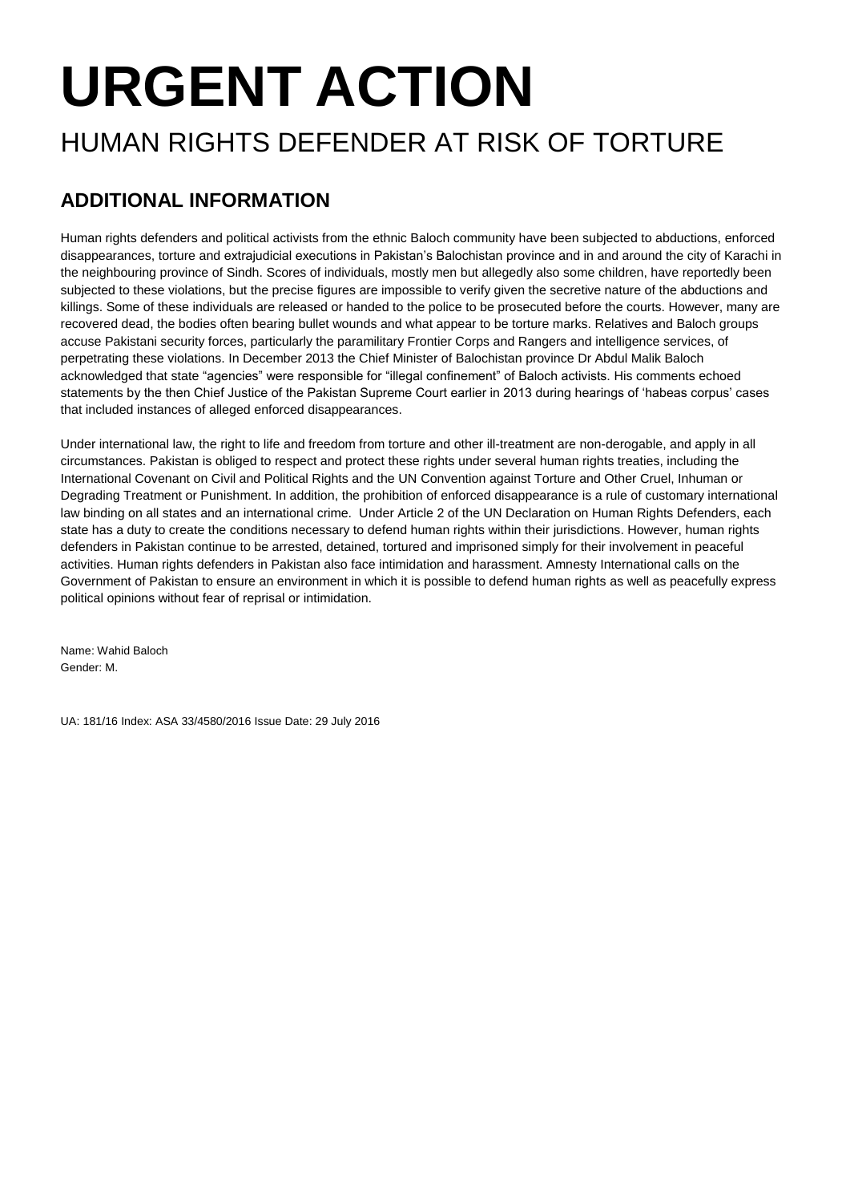# URGENT ACTION

## HUMAN RIGHTS DEFENDER AT RISK OF TORTURE

### ADDITIONAL INFORMATION

Human rights defenders and political activists from the ethnic Baloch community have been subjected to abductions, enforced disappearances, torture and extrajudicial executions in Pakistan's Balochistan province and in and around the city of Karachi in the neighbouring province of Sindh. Scores of individuals, mostly men but allegedly also some children, have reportedly been subjected to these violations, but the precise figures are impossible to verify given the secretive nature of the abductions and killings. Some of these individuals are released or handed to the police to be prosecuted before the courts. However, many are recovered dead, the bodies often bearing bullet wounds and what appear to be torture marks. Relatives and Baloch groups accuse Pakistani security forces, particularly the paramilitary Frontier Corps and Rangers and intelligence services, of perpetrating these violations. In December 2013 the Chief Minister of Balochistan province Dr Abdul Malik Baloch acknowledged that state "agencies" were responsible for "illegal confinement" of Baloch activists. His comments echoed statements by the then Chief Justice of the Pakistan Supreme Court earlier in 2013 during hearings of 'habeas corpus' cases that included instances of alleged enforced disappearances.

Under international law, the right to life and freedom from torture and other ill-treatment are non-derogable, and apply in all circumstances. Pakistan is obliged to respect and protect these rights under several human rights treaties, including the International Covenant on Civil and Political Rights and the UN Convention against Torture and Other Cruel, Inhuman or Degrading Treatment or Punishment. In addition, the prohibition of enforced disappearance is a rule of customary international law binding on all states and an international crime. Under Article 2 of the UN Declaration on Human Rights Defenders, each state has a duty to create the conditions necessary to defend human rights within their jurisdictions. However, human rights defenders in Pakistan continue to be arrested, detained, tortured and imprisoned simply for their involvement in peaceful activities. Human rights defenders in Pakistan also face intimidation and harassment. Amnesty International calls on the Government of Pakistan to ensure an environment in which it is possible to defend human rights as well as peacefully express political opinions without fear of reprisal or intimidation.

Name: Wahid Baloch
Gender: M.

UA: 181/16 Index: ASA 33/4580/2016 Issue Date: 29 July 2016